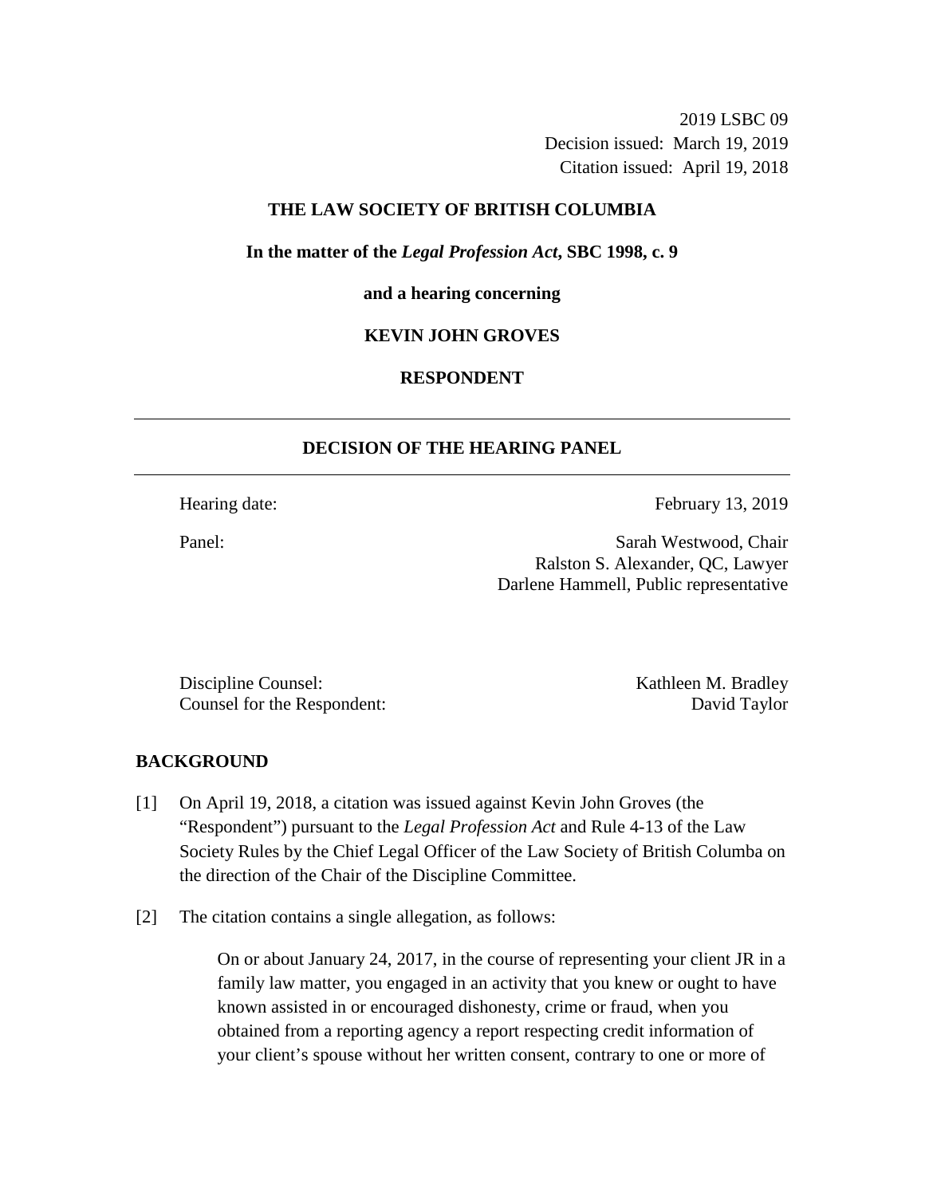2019 LSBC 09
Decision issued: March 19, 2019
Citation issued: April 19, 2018

**THE LAW SOCIETY OF BRITISH COLUMBIA**

**In the matter of the *Legal Profession Act*, SBC 1998, c. 9**

**and a hearing concerning**

**KEVIN JOHN GROVES**

**RESPONDENT**

---

## DECISION OF THE HEARING PANEL

---

Hearing date: February 13, 2019

Panel: Sarah Westwood, Chair
Ralston S. Alexander, QC, Lawyer
Darlene Hammell, Public representative

Discipline Counsel: Kathleen M. Bradley
Counsel for the Respondent: David Taylor

## BACKGROUND

[1] On April 19, 2018, a citation was issued against Kevin John Groves (the "Respondent") pursuant to the *Legal Profession Act* and Rule 4-13 of the Law Society Rules by the Chief Legal Officer of the Law Society of British Columbia on the direction of the Chair of the Discipline Committee.

[2] The citation contains a single allegation, as follows:

> On or about January 24, 2017, in the course of representing your client JR in a family law matter, you engaged in an activity that you knew or ought to have known assisted in or encouraged dishonesty, crime or fraud, when you obtained from a reporting agency a report respecting credit information of your client's spouse without her written consent, contrary to one or more of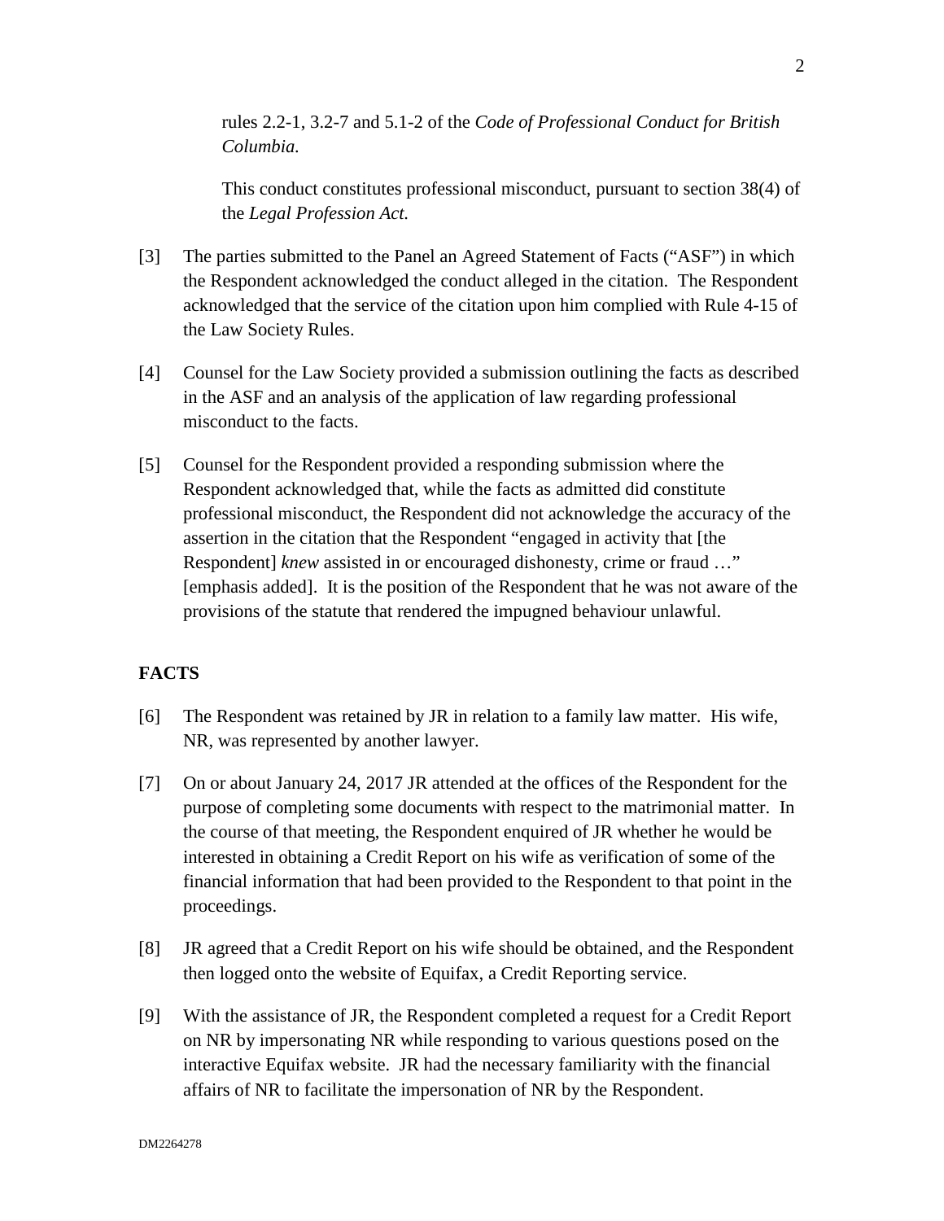rules 2.2-1, 3.2-7 and 5.1-2 of the *Code of Professional Conduct for British Columbia.*

This conduct constitutes professional misconduct, pursuant to section 38(4) of the *Legal Profession Act.*

[3] The parties submitted to the Panel an Agreed Statement of Facts ("ASF") in which the Respondent acknowledged the conduct alleged in the citation. The Respondent acknowledged that the service of the citation upon him complied with Rule 4-15 of the Law Society Rules.

[4] Counsel for the Law Society provided a submission outlining the facts as described in the ASF and an analysis of the application of law regarding professional misconduct to the facts.

[5] Counsel for the Respondent provided a responding submission where the Respondent acknowledged that, while the facts as admitted did constitute professional misconduct, the Respondent did not acknowledge the accuracy of the assertion in the citation that the Respondent "engaged in activity that [the Respondent] *knew* assisted in or encouraged dishonesty, crime or fraud …" [emphasis added]. It is the position of the Respondent that he was not aware of the provisions of the statute that rendered the impugned behaviour unlawful.

## FACTS

[6] The Respondent was retained by JR in relation to a family law matter. His wife, NR, was represented by another lawyer.

[7] On or about January 24, 2017 JR attended at the offices of the Respondent for the purpose of completing some documents with respect to the matrimonial matter. In the course of that meeting, the Respondent enquired of JR whether he would be interested in obtaining a Credit Report on his wife as verification of some of the financial information that had been provided to the Respondent to that point in the proceedings.

[8] JR agreed that a Credit Report on his wife should be obtained, and the Respondent then logged onto the website of Equifax, a Credit Reporting service.

[9] With the assistance of JR, the Respondent completed a request for a Credit Report on NR by impersonating NR while responding to various questions posed on the interactive Equifax website. JR had the necessary familiarity with the financial affairs of NR to facilitate the impersonation of NR by the Respondent.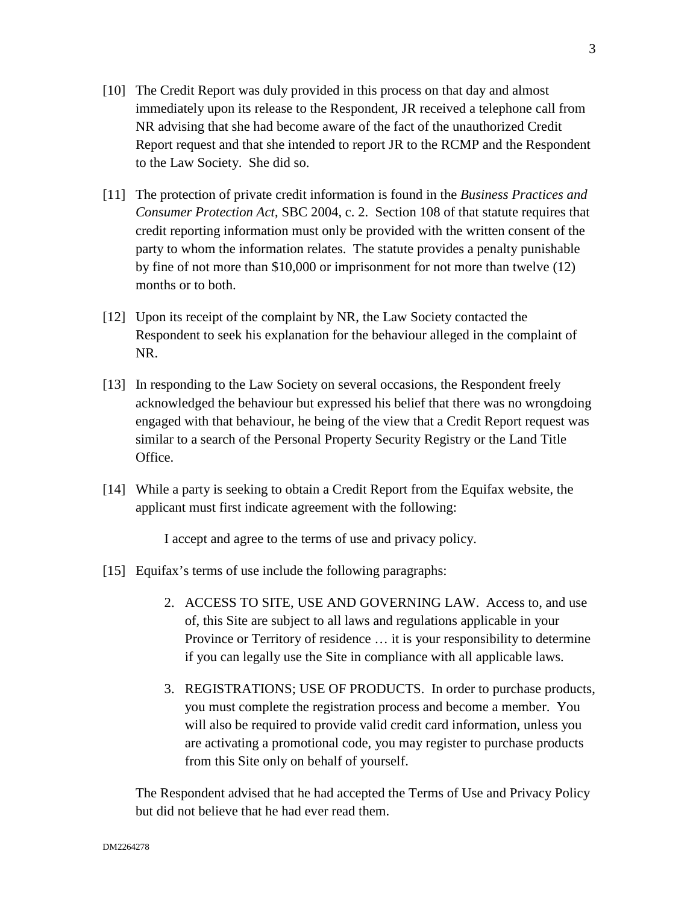[10] The Credit Report was duly provided in this process on that day and almost immediately upon its release to the Respondent, JR received a telephone call from NR advising that she had become aware of the fact of the unauthorized Credit Report request and that she intended to report JR to the RCMP and the Respondent to the Law Society. She did so.

[11] The protection of private credit information is found in the *Business Practices and Consumer Protection Act*, SBC 2004, c. 2. Section 108 of that statute requires that credit reporting information must only be provided with the written consent of the party to whom the information relates. The statute provides a penalty punishable by fine of not more than $10,000 or imprisonment for not more than twelve (12) months or to both.

[12] Upon its receipt of the complaint by NR, the Law Society contacted the Respondent to seek his explanation for the behaviour alleged in the complaint of NR.

[13] In responding to the Law Society on several occasions, the Respondent freely acknowledged the behaviour but expressed his belief that there was no wrongdoing engaged with that behaviour, he being of the view that a Credit Report request was similar to a search of the Personal Property Security Registry or the Land Title Office.

[14] While a party is seeking to obtain a Credit Report from the Equifax website, the applicant must first indicate agreement with the following:

> I accept and agree to the terms of use and privacy policy.

[15] Equifax's terms of use include the following paragraphs:

> 2. ACCESS TO SITE, USE AND GOVERNING LAW. Access to, and use of, this Site are subject to all laws and regulations applicable in your Province or Territory of residence … it is your responsibility to determine if you can legally use the Site in compliance with all applicable laws.
>
> 3. REGISTRATIONS; USE OF PRODUCTS. In order to purchase products, you must complete the registration process and become a member. You will also be required to provide valid credit card information, unless you are activating a promotional code, you may register to purchase products from this Site only on behalf of yourself.

The Respondent advised that he had accepted the Terms of Use and Privacy Policy but did not believe that he had ever read them.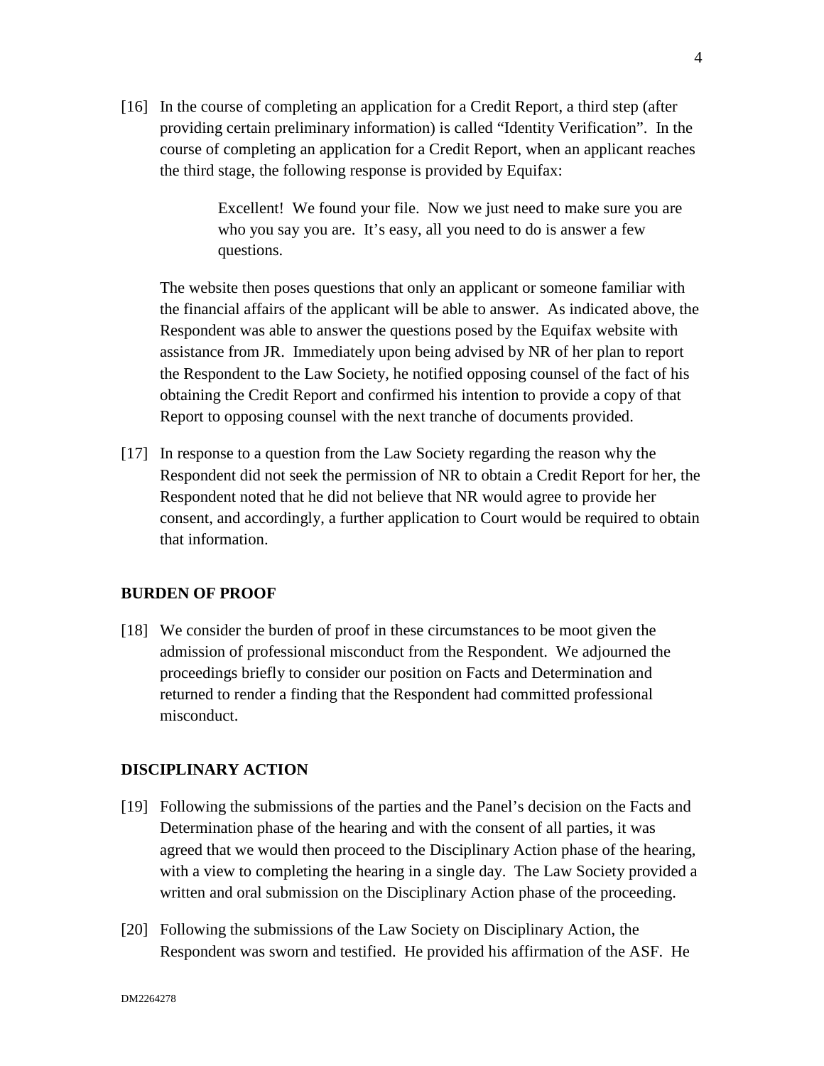[16] In the course of completing an application for a Credit Report, a third step (after providing certain preliminary information) is called "Identity Verification". In the course of completing an application for a Credit Report, when an applicant reaches the third stage, the following response is provided by Equifax:

> Excellent! We found your file. Now we just need to make sure you are who you say you are. It's easy, all you need to do is answer a few questions.

The website then poses questions that only an applicant or someone familiar with the financial affairs of the applicant will be able to answer. As indicated above, the Respondent was able to answer the questions posed by the Equifax website with assistance from JR. Immediately upon being advised by NR of her plan to report the Respondent to the Law Society, he notified opposing counsel of the fact of his obtaining the Credit Report and confirmed his intention to provide a copy of that Report to opposing counsel with the next tranche of documents provided.

[17] In response to a question from the Law Society regarding the reason why the Respondent did not seek the permission of NR to obtain a Credit Report for her, the Respondent noted that he did not believe that NR would agree to provide her consent, and accordingly, a further application to Court would be required to obtain that information.

## BURDEN OF PROOF

[18] We consider the burden of proof in these circumstances to be moot given the admission of professional misconduct from the Respondent. We adjourned the proceedings briefly to consider our position on Facts and Determination and returned to render a finding that the Respondent had committed professional misconduct.

## DISCIPLINARY ACTION

[19] Following the submissions of the parties and the Panel's decision on the Facts and Determination phase of the hearing and with the consent of all parties, it was agreed that we would then proceed to the Disciplinary Action phase of the hearing, with a view to completing the hearing in a single day. The Law Society provided a written and oral submission on the Disciplinary Action phase of the proceeding.

[20] Following the submissions of the Law Society on Disciplinary Action, the Respondent was sworn and testified. He provided his affirmation of the ASF. He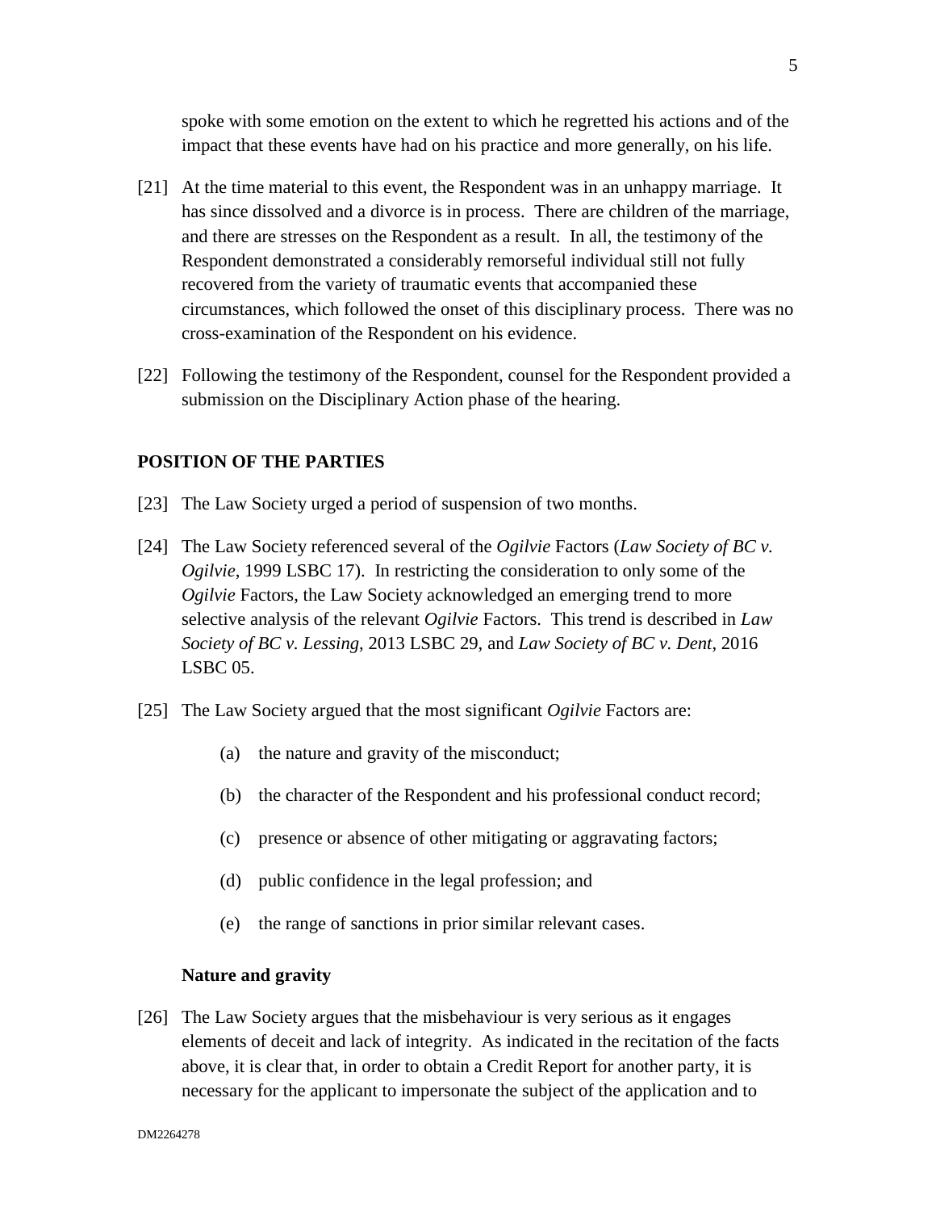spoke with some emotion on the extent to which he regretted his actions and of the impact that these events have had on his practice and more generally, on his life.

[21] At the time material to this event, the Respondent was in an unhappy marriage. It has since dissolved and a divorce is in process. There are children of the marriage, and there are stresses on the Respondent as a result. In all, the testimony of the Respondent demonstrated a considerably remorseful individual still not fully recovered from the variety of traumatic events that accompanied these circumstances, which followed the onset of this disciplinary process. There was no cross-examination of the Respondent on his evidence.

[22] Following the testimony of the Respondent, counsel for the Respondent provided a submission on the Disciplinary Action phase of the hearing.

## POSITION OF THE PARTIES

[23] The Law Society urged a period of suspension of two months.

[24] The Law Society referenced several of the *Ogilvie* Factors (*Law Society of BC v. Ogilvie*, 1999 LSBC 17). In restricting the consideration to only some of the *Ogilvie* Factors, the Law Society acknowledged an emerging trend to more selective analysis of the relevant *Ogilvie* Factors. This trend is described in *Law Society of BC v. Lessing*, 2013 LSBC 29, and *Law Society of BC v. Dent*, 2016 LSBC 05.

[25] The Law Society argued that the most significant *Ogilvie* Factors are:

(a) the nature and gravity of the misconduct;

(b) the character of the Respondent and his professional conduct record;

(c) presence or absence of other mitigating or aggravating factors;

(d) public confidence in the legal profession; and

(e) the range of sanctions in prior similar relevant cases.

### Nature and gravity

[26] The Law Society argues that the misbehaviour is very serious as it engages elements of deceit and lack of integrity. As indicated in the recitation of the facts above, it is clear that, in order to obtain a Credit Report for another party, it is necessary for the applicant to impersonate the subject of the application and to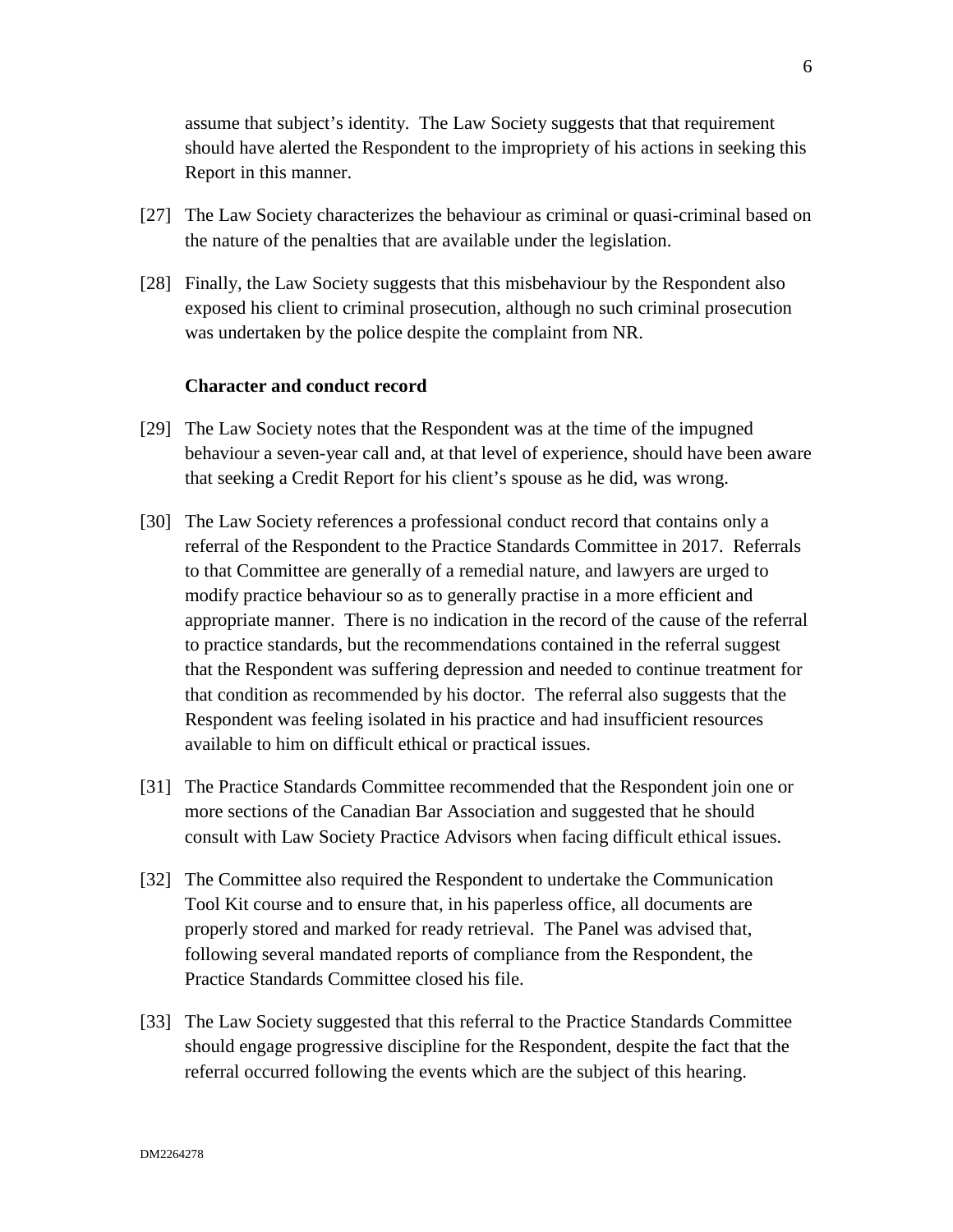assume that subject's identity. The Law Society suggests that that requirement should have alerted the Respondent to the impropriety of his actions in seeking this Report in this manner.

[27] The Law Society characterizes the behaviour as criminal or quasi-criminal based on the nature of the penalties that are available under the legislation.

[28] Finally, the Law Society suggests that this misbehaviour by the Respondent also exposed his client to criminal prosecution, although no such criminal prosecution was undertaken by the police despite the complaint from NR.

**Character and conduct record**

[29] The Law Society notes that the Respondent was at the time of the impugned behaviour a seven-year call and, at that level of experience, should have been aware that seeking a Credit Report for his client's spouse as he did, was wrong.

[30] The Law Society references a professional conduct record that contains only a referral of the Respondent to the Practice Standards Committee in 2017. Referrals to that Committee are generally of a remedial nature, and lawyers are urged to modify practice behaviour so as to generally practise in a more efficient and appropriate manner. There is no indication in the record of the cause of the referral to practice standards, but the recommendations contained in the referral suggest that the Respondent was suffering depression and needed to continue treatment for that condition as recommended by his doctor. The referral also suggests that the Respondent was feeling isolated in his practice and had insufficient resources available to him on difficult ethical or practical issues.

[31] The Practice Standards Committee recommended that the Respondent join one or more sections of the Canadian Bar Association and suggested that he should consult with Law Society Practice Advisors when facing difficult ethical issues.

[32] The Committee also required the Respondent to undertake the Communication Tool Kit course and to ensure that, in his paperless office, all documents are properly stored and marked for ready retrieval. The Panel was advised that, following several mandated reports of compliance from the Respondent, the Practice Standards Committee closed his file.

[33] The Law Society suggested that this referral to the Practice Standards Committee should engage progressive discipline for the Respondent, despite the fact that the referral occurred following the events which are the subject of this hearing.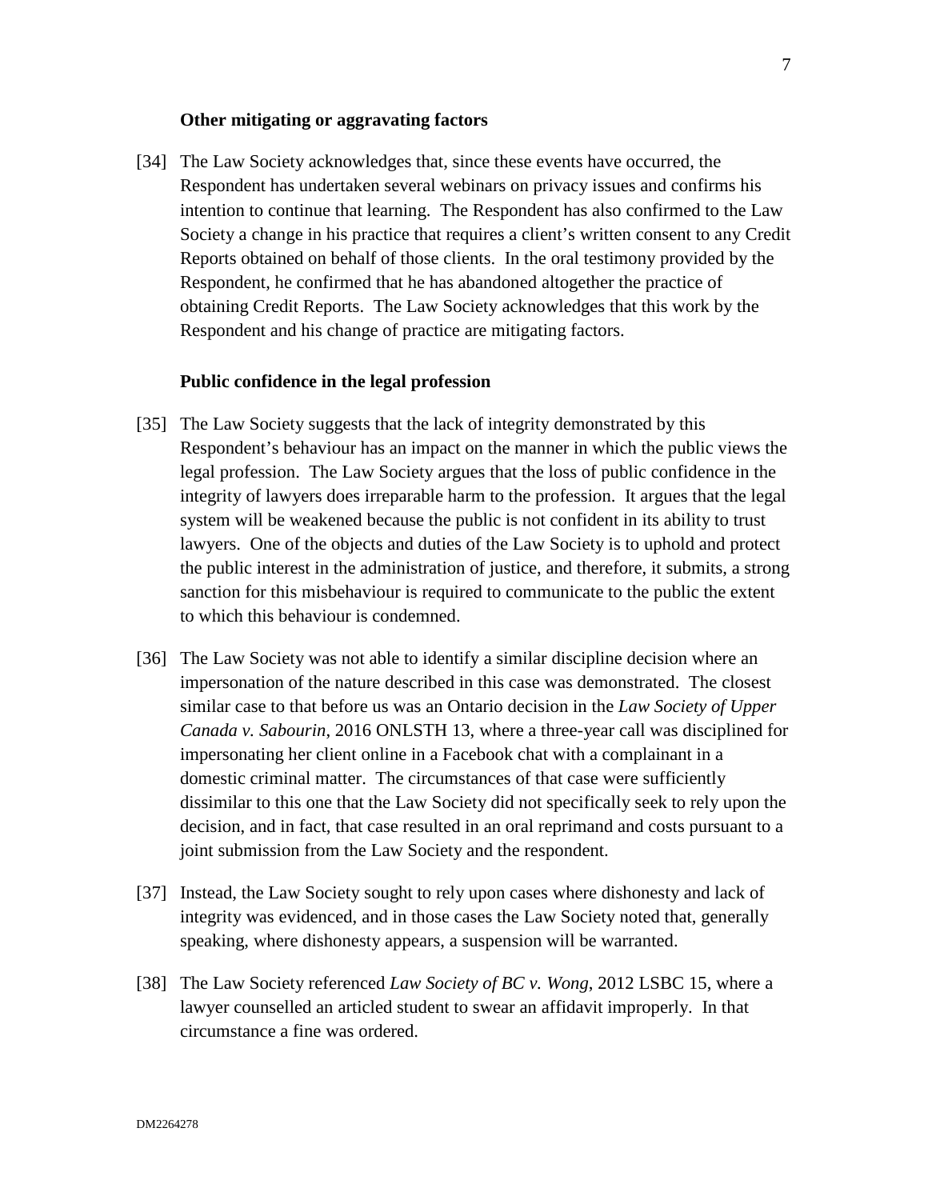### Other mitigating or aggravating factors

[34] The Law Society acknowledges that, since these events have occurred, the Respondent has undertaken several webinars on privacy issues and confirms his intention to continue that learning. The Respondent has also confirmed to the Law Society a change in his practice that requires a client's written consent to any Credit Reports obtained on behalf of those clients. In the oral testimony provided by the Respondent, he confirmed that he has abandoned altogether the practice of obtaining Credit Reports. The Law Society acknowledges that this work by the Respondent and his change of practice are mitigating factors.

### Public confidence in the legal profession

[35] The Law Society suggests that the lack of integrity demonstrated by this Respondent's behaviour has an impact on the manner in which the public views the legal profession. The Law Society argues that the loss of public confidence in the integrity of lawyers does irreparable harm to the profession. It argues that the legal system will be weakened because the public is not confident in its ability to trust lawyers. One of the objects and duties of the Law Society is to uphold and protect the public interest in the administration of justice, and therefore, it submits, a strong sanction for this misbehaviour is required to communicate to the public the extent to which this behaviour is condemned.

[36] The Law Society was not able to identify a similar discipline decision where an impersonation of the nature described in this case was demonstrated. The closest similar case to that before us was an Ontario decision in the *Law Society of Upper Canada v. Sabourin*, 2016 ONLSTH 13, where a three-year call was disciplined for impersonating her client online in a Facebook chat with a complainant in a domestic criminal matter. The circumstances of that case were sufficiently dissimilar to this one that the Law Society did not specifically seek to rely upon the decision, and in fact, that case resulted in an oral reprimand and costs pursuant to a joint submission from the Law Society and the respondent.

[37] Instead, the Law Society sought to rely upon cases where dishonesty and lack of integrity was evidenced, and in those cases the Law Society noted that, generally speaking, where dishonesty appears, a suspension will be warranted.

[38] The Law Society referenced *Law Society of BC v. Wong*, 2012 LSBC 15, where a lawyer counselled an articled student to swear an affidavit improperly. In that circumstance a fine was ordered.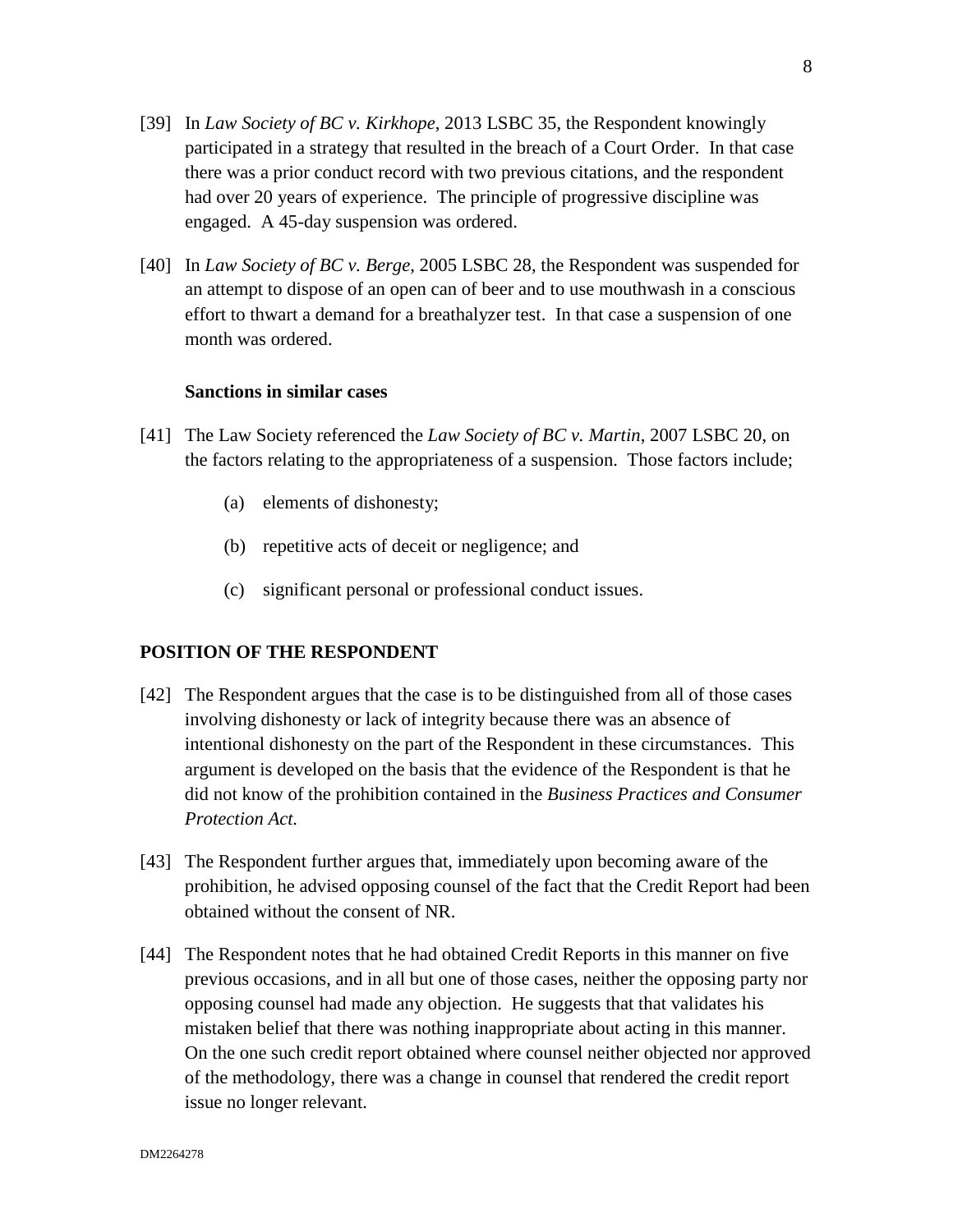[39] In *Law Society of BC v. Kirkhope*, 2013 LSBC 35, the Respondent knowingly participated in a strategy that resulted in the breach of a Court Order. In that case there was a prior conduct record with two previous citations, and the respondent had over 20 years of experience. The principle of progressive discipline was engaged. A 45-day suspension was ordered.

[40] In *Law Society of BC v. Berge*, 2005 LSBC 28, the Respondent was suspended for an attempt to dispose of an open can of beer and to use mouthwash in a conscious effort to thwart a demand for a breathalyzer test. In that case a suspension of one month was ordered.

**Sanctions in similar cases**

[41] The Law Society referenced the *Law Society of BC v. Martin*, 2007 LSBC 20, on the factors relating to the appropriateness of a suspension. Those factors include;

(a) elements of dishonesty;

(b) repetitive acts of deceit or negligence; and

(c) significant personal or professional conduct issues.

## POSITION OF THE RESPONDENT

[42] The Respondent argues that the case is to be distinguished from all of those cases involving dishonesty or lack of integrity because there was an absence of intentional dishonesty on the part of the Respondent in these circumstances. This argument is developed on the basis that the evidence of the Respondent is that he did not know of the prohibition contained in the *Business Practices and Consumer Protection Act.*

[43] The Respondent further argues that, immediately upon becoming aware of the prohibition, he advised opposing counsel of the fact that the Credit Report had been obtained without the consent of NR.

[44] The Respondent notes that he had obtained Credit Reports in this manner on five previous occasions, and in all but one of those cases, neither the opposing party nor opposing counsel had made any objection. He suggests that that validates his mistaken belief that there was nothing inappropriate about acting in this manner. On the one such credit report obtained where counsel neither objected nor approved of the methodology, there was a change in counsel that rendered the credit report issue no longer relevant.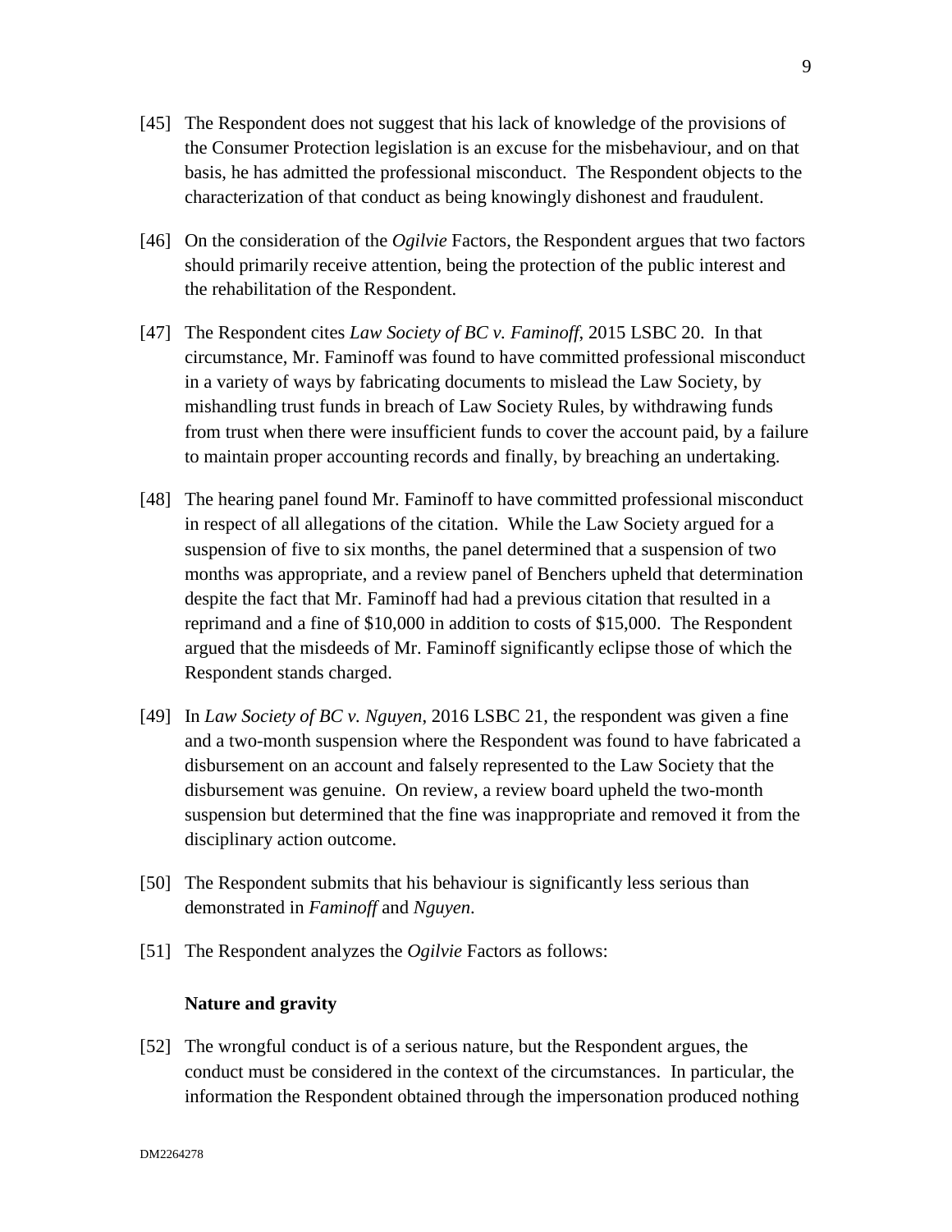[45] The Respondent does not suggest that his lack of knowledge of the provisions of the Consumer Protection legislation is an excuse for the misbehaviour, and on that basis, he has admitted the professional misconduct. The Respondent objects to the characterization of that conduct as being knowingly dishonest and fraudulent.

[46] On the consideration of the *Ogilvie* Factors, the Respondent argues that two factors should primarily receive attention, being the protection of the public interest and the rehabilitation of the Respondent.

[47] The Respondent cites *Law Society of BC v. Faminoff*, 2015 LSBC 20. In that circumstance, Mr. Faminoff was found to have committed professional misconduct in a variety of ways by fabricating documents to mislead the Law Society, by mishandling trust funds in breach of Law Society Rules, by withdrawing funds from trust when there were insufficient funds to cover the account paid, by a failure to maintain proper accounting records and finally, by breaching an undertaking.

[48] The hearing panel found Mr. Faminoff to have committed professional misconduct in respect of all allegations of the citation. While the Law Society argued for a suspension of five to six months, the panel determined that a suspension of two months was appropriate, and a review panel of Benchers upheld that determination despite the fact that Mr. Faminoff had had a previous citation that resulted in a reprimand and a fine of $10,000 in addition to costs of $15,000. The Respondent argued that the misdeeds of Mr. Faminoff significantly eclipse those of which the Respondent stands charged.

[49] In *Law Society of BC v. Nguyen*, 2016 LSBC 21, the respondent was given a fine and a two-month suspension where the Respondent was found to have fabricated a disbursement on an account and falsely represented to the Law Society that the disbursement was genuine. On review, a review board upheld the two-month suspension but determined that the fine was inappropriate and removed it from the disciplinary action outcome.

[50] The Respondent submits that his behaviour is significantly less serious than demonstrated in *Faminoff* and *Nguyen*.

[51] The Respondent analyzes the *Ogilvie* Factors as follows:

**Nature and gravity**

[52] The wrongful conduct is of a serious nature, but the Respondent argues, the conduct must be considered in the context of the circumstances. In particular, the information the Respondent obtained through the impersonation produced nothing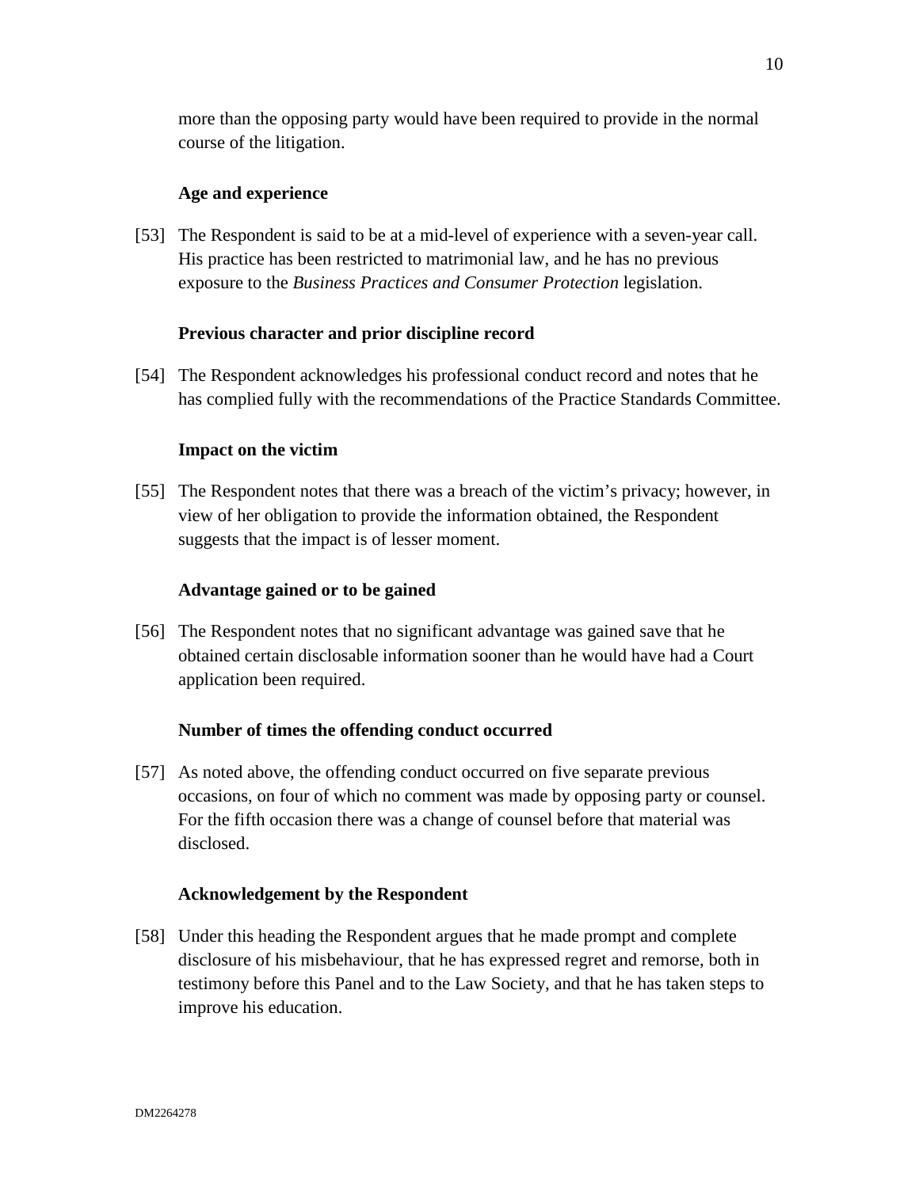more than the opposing party would have been required to provide in the normal course of the litigation.

**Age and experience**

[53] The Respondent is said to be at a mid-level of experience with a seven-year call. His practice has been restricted to matrimonial law, and he has no previous exposure to the *Business Practices and Consumer Protection* legislation.

**Previous character and prior discipline record**

[54] The Respondent acknowledges his professional conduct record and notes that he has complied fully with the recommendations of the Practice Standards Committee.

**Impact on the victim**

[55] The Respondent notes that there was a breach of the victim's privacy; however, in view of her obligation to provide the information obtained, the Respondent suggests that the impact is of lesser moment.

**Advantage gained or to be gained**

[56] The Respondent notes that no significant advantage was gained save that he obtained certain disclosable information sooner than he would have had a Court application been required.

**Number of times the offending conduct occurred**

[57] As noted above, the offending conduct occurred on five separate previous occasions, on four of which no comment was made by opposing party or counsel. For the fifth occasion there was a change of counsel before that material was disclosed.

**Acknowledgement by the Respondent**

[58] Under this heading the Respondent argues that he made prompt and complete disclosure of his misbehaviour, that he has expressed regret and remorse, both in testimony before this Panel and to the Law Society, and that he has taken steps to improve his education.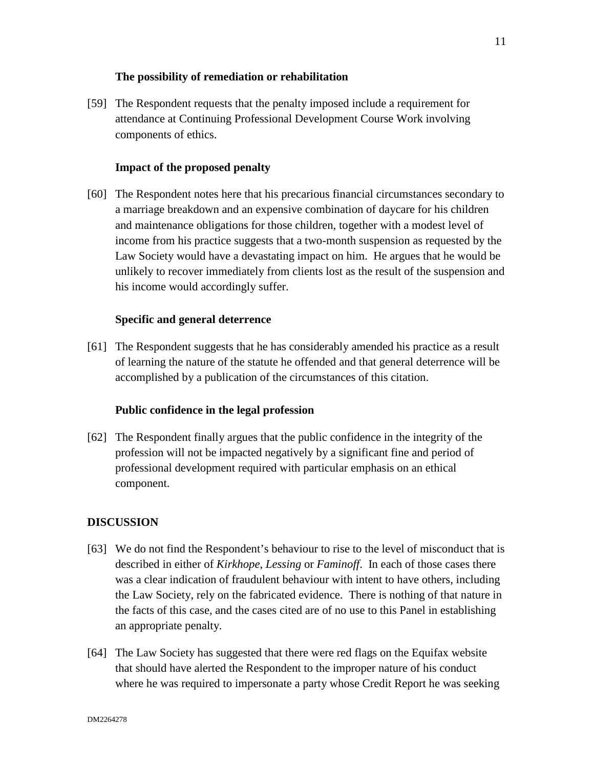### The possibility of remediation or rehabilitation

[59] The Respondent requests that the penalty imposed include a requirement for attendance at Continuing Professional Development Course Work involving components of ethics.

### Impact of the proposed penalty

[60] The Respondent notes here that his precarious financial circumstances secondary to a marriage breakdown and an expensive combination of daycare for his children and maintenance obligations for those children, together with a modest level of income from his practice suggests that a two-month suspension as requested by the Law Society would have a devastating impact on him. He argues that he would be unlikely to recover immediately from clients lost as the result of the suspension and his income would accordingly suffer.

### Specific and general deterrence

[61] The Respondent suggests that he has considerably amended his practice as a result of learning the nature of the statute he offended and that general deterrence will be accomplished by a publication of the circumstances of this citation.

### Public confidence in the legal profession

[62] The Respondent finally argues that the public confidence in the integrity of the profession will not be impacted negatively by a significant fine and period of professional development required with particular emphasis on an ethical component.

## DISCUSSION

[63] We do not find the Respondent's behaviour to rise to the level of misconduct that is described in either of *Kirkhope*, *Lessing* or *Faminoff*. In each of those cases there was a clear indication of fraudulent behaviour with intent to have others, including the Law Society, rely on the fabricated evidence. There is nothing of that nature in the facts of this case, and the cases cited are of no use to this Panel in establishing an appropriate penalty.

[64] The Law Society has suggested that there were red flags on the Equifax website that should have alerted the Respondent to the improper nature of his conduct where he was required to impersonate a party whose Credit Report he was seeking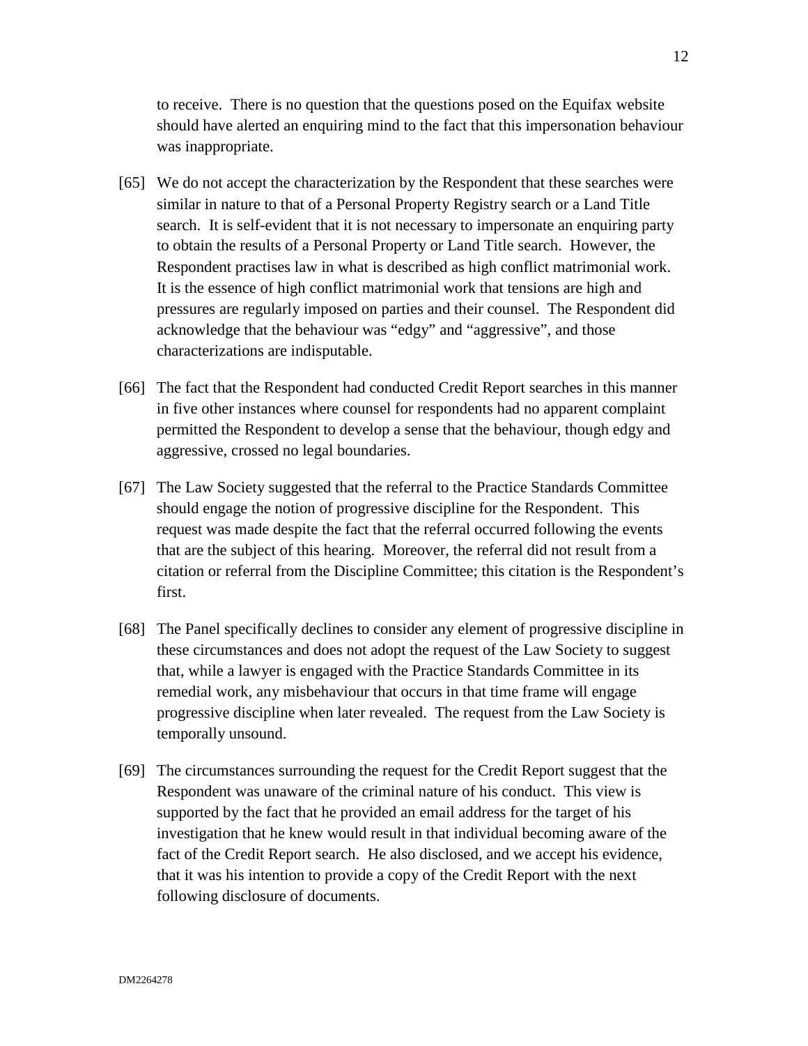to receive. There is no question that the questions posed on the Equifax website should have alerted an enquiring mind to the fact that this impersonation behaviour was inappropriate.

[65] We do not accept the characterization by the Respondent that these searches were similar in nature to that of a Personal Property Registry search or a Land Title search. It is self-evident that it is not necessary to impersonate an enquiring party to obtain the results of a Personal Property or Land Title search. However, the Respondent practises law in what is described as high conflict matrimonial work. It is the essence of high conflict matrimonial work that tensions are high and pressures are regularly imposed on parties and their counsel. The Respondent did acknowledge that the behaviour was "edgy" and "aggressive", and those characterizations are indisputable.

[66] The fact that the Respondent had conducted Credit Report searches in this manner in five other instances where counsel for respondents had no apparent complaint permitted the Respondent to develop a sense that the behaviour, though edgy and aggressive, crossed no legal boundaries.

[67] The Law Society suggested that the referral to the Practice Standards Committee should engage the notion of progressive discipline for the Respondent. This request was made despite the fact that the referral occurred following the events that are the subject of this hearing. Moreover, the referral did not result from a citation or referral from the Discipline Committee; this citation is the Respondent's first.

[68] The Panel specifically declines to consider any element of progressive discipline in these circumstances and does not adopt the request of the Law Society to suggest that, while a lawyer is engaged with the Practice Standards Committee in its remedial work, any misbehaviour that occurs in that time frame will engage progressive discipline when later revealed. The request from the Law Society is temporally unsound.

[69] The circumstances surrounding the request for the Credit Report suggest that the Respondent was unaware of the criminal nature of his conduct. This view is supported by the fact that he provided an email address for the target of his investigation that he knew would result in that individual becoming aware of the fact of the Credit Report search. He also disclosed, and we accept his evidence, that it was his intention to provide a copy of the Credit Report with the next following disclosure of documents.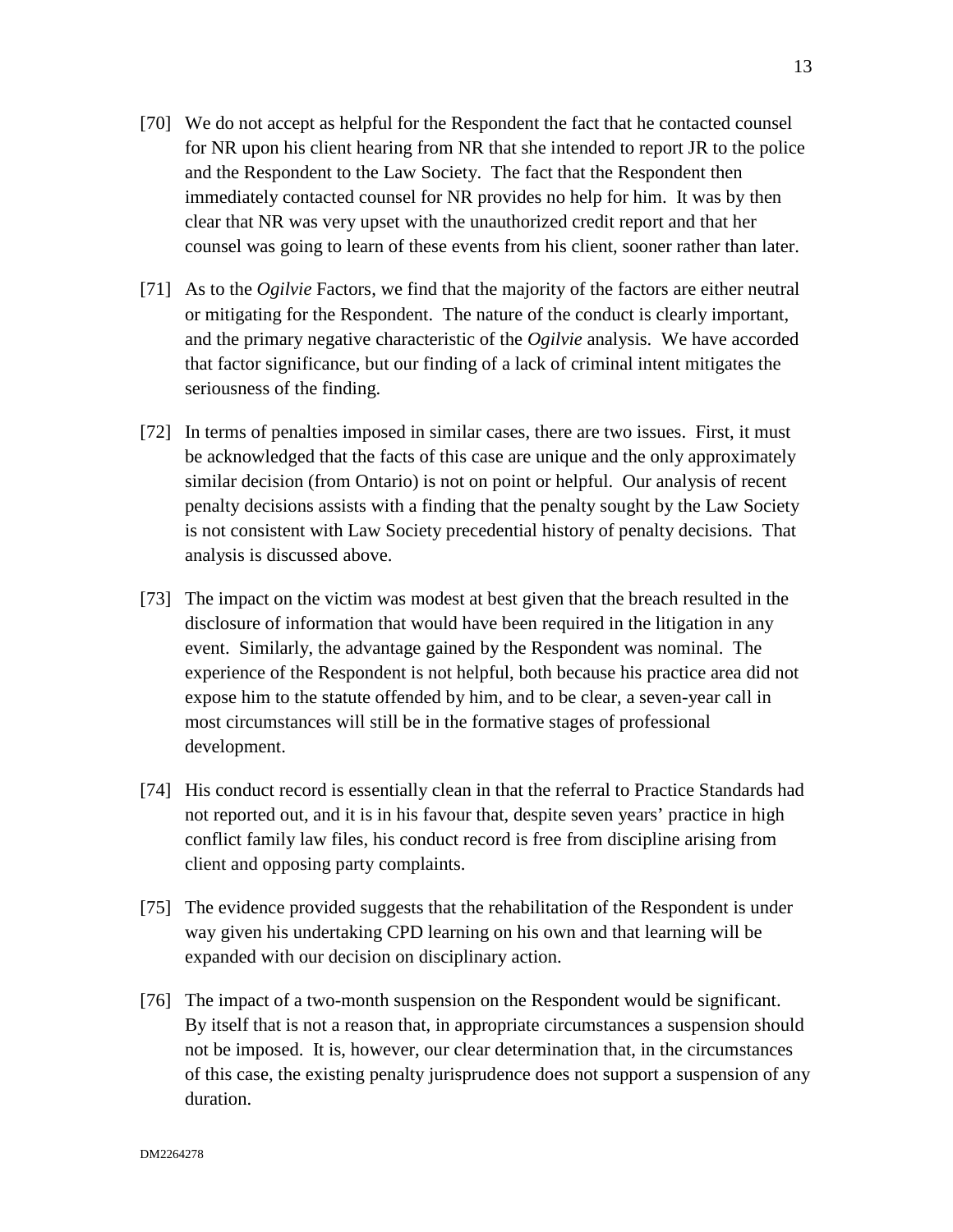[70] We do not accept as helpful for the Respondent the fact that he contacted counsel for NR upon his client hearing from NR that she intended to report JR to the police and the Respondent to the Law Society. The fact that the Respondent then immediately contacted counsel for NR provides no help for him. It was by then clear that NR was very upset with the unauthorized credit report and that her counsel was going to learn of these events from his client, sooner rather than later.

[71] As to the *Ogilvie* Factors, we find that the majority of the factors are either neutral or mitigating for the Respondent. The nature of the conduct is clearly important, and the primary negative characteristic of the *Ogilvie* analysis. We have accorded that factor significance, but our finding of a lack of criminal intent mitigates the seriousness of the finding.

[72] In terms of penalties imposed in similar cases, there are two issues. First, it must be acknowledged that the facts of this case are unique and the only approximately similar decision (from Ontario) is not on point or helpful. Our analysis of recent penalty decisions assists with a finding that the penalty sought by the Law Society is not consistent with Law Society precedential history of penalty decisions. That analysis is discussed above.

[73] The impact on the victim was modest at best given that the breach resulted in the disclosure of information that would have been required in the litigation in any event. Similarly, the advantage gained by the Respondent was nominal. The experience of the Respondent is not helpful, both because his practice area did not expose him to the statute offended by him, and to be clear, a seven-year call in most circumstances will still be in the formative stages of professional development.

[74] His conduct record is essentially clean in that the referral to Practice Standards had not reported out, and it is in his favour that, despite seven years' practice in high conflict family law files, his conduct record is free from discipline arising from client and opposing party complaints.

[75] The evidence provided suggests that the rehabilitation of the Respondent is under way given his undertaking CPD learning on his own and that learning will be expanded with our decision on disciplinary action.

[76] The impact of a two-month suspension on the Respondent would be significant. By itself that is not a reason that, in appropriate circumstances a suspension should not be imposed. It is, however, our clear determination that, in the circumstances of this case, the existing penalty jurisprudence does not support a suspension of any duration.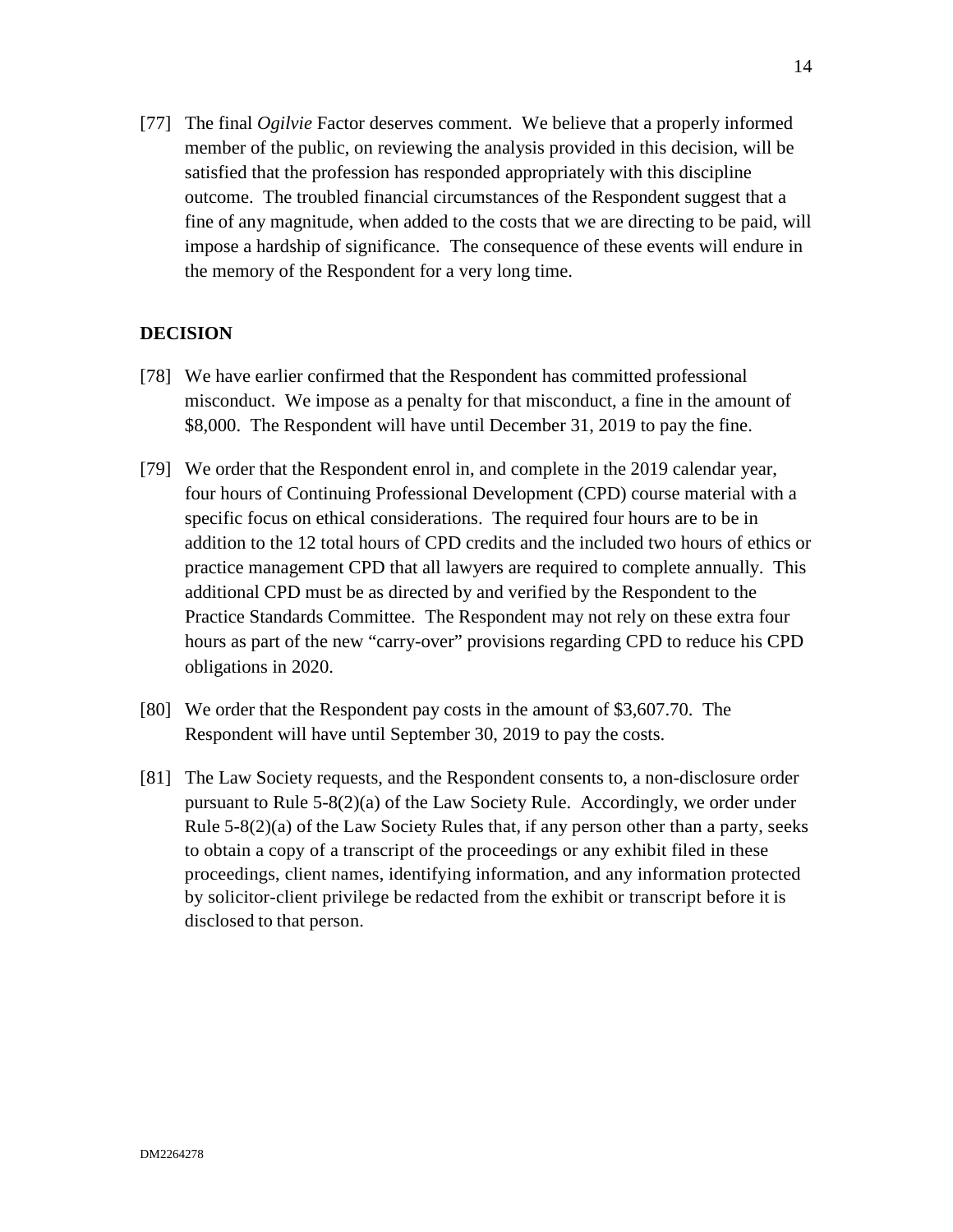[77] The final *Ogilvie* Factor deserves comment. We believe that a properly informed member of the public, on reviewing the analysis provided in this decision, will be satisfied that the profession has responded appropriately with this discipline outcome. The troubled financial circumstances of the Respondent suggest that a fine of any magnitude, when added to the costs that we are directing to be paid, will impose a hardship of significance. The consequence of these events will endure in the memory of the Respondent for a very long time.

## DECISION

[78] We have earlier confirmed that the Respondent has committed professional misconduct. We impose as a penalty for that misconduct, a fine in the amount of $8,000. The Respondent will have until December 31, 2019 to pay the fine.

[79] We order that the Respondent enrol in, and complete in the 2019 calendar year, four hours of Continuing Professional Development (CPD) course material with a specific focus on ethical considerations. The required four hours are to be in addition to the 12 total hours of CPD credits and the included two hours of ethics or practice management CPD that all lawyers are required to complete annually. This additional CPD must be as directed by and verified by the Respondent to the Practice Standards Committee. The Respondent may not rely on these extra four hours as part of the new "carry-over" provisions regarding CPD to reduce his CPD obligations in 2020.

[80] We order that the Respondent pay costs in the amount of $3,607.70. The Respondent will have until September 30, 2019 to pay the costs.

[81] The Law Society requests, and the Respondent consents to, a non-disclosure order pursuant to Rule 5-8(2)(a) of the Law Society Rule. Accordingly, we order under Rule 5-8(2)(a) of the Law Society Rules that, if any person other than a party, seeks to obtain a copy of a transcript of the proceedings or any exhibit filed in these proceedings, client names, identifying information, and any information protected by solicitor-client privilege be redacted from the exhibit or transcript before it is disclosed to that person.

DM2264278